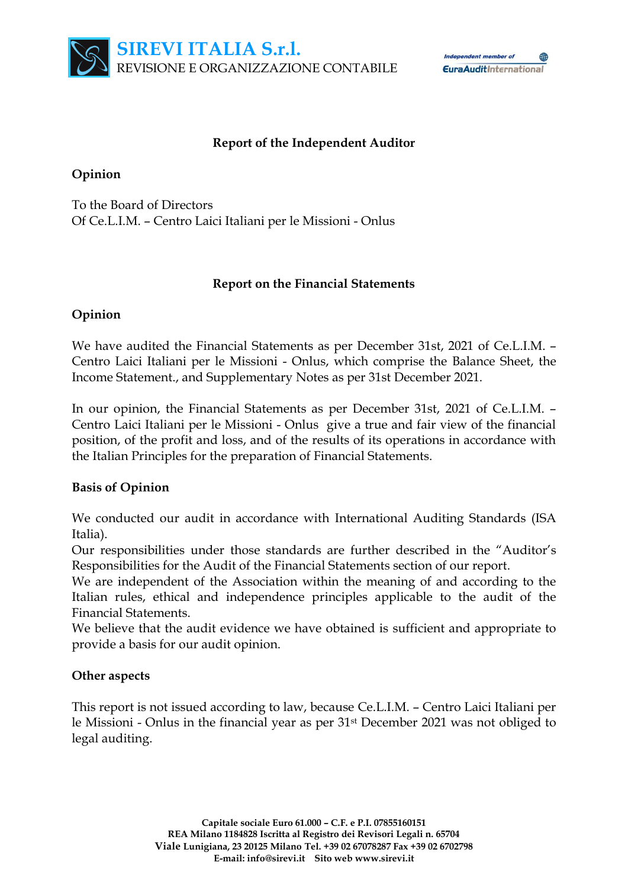**SIREVI ITALIA S.r.l.**
REVISIONE E ORGANIZZAZIONE CONTABILE

*Independent member of* EuraAuditInternational

## Report of the Independent Auditor

### Opinion

To the Board of Directors
Of Ce.L.I.M. – Centro Laici Italiani per le Missioni - Onlus

## Report on the Financial Statements

### Opinion

We have audited the Financial Statements as per December 31st, 2021 of Ce.L.I.M. – Centro Laici Italiani per le Missioni - Onlus, which comprise the Balance Sheet, the Income Statement., and Supplementary Notes as per 31st December 2021.

In our opinion, the Financial Statements as per December 31st, 2021 of Ce.L.I.M. – Centro Laici Italiani per le Missioni - Onlus give a true and fair view of the financial position, of the profit and loss, and of the results of its operations in accordance with the Italian Principles for the preparation of Financial Statements.

### Basis of Opinion

We conducted our audit in accordance with International Auditing Standards (ISA Italia).
Our responsibilities under those standards are further described in the "Auditor's Responsibilities for the Audit of the Financial Statements section of our report.
We are independent of the Association within the meaning of and according to the Italian rules, ethical and independence principles applicable to the audit of the Financial Statements.
We believe that the audit evidence we have obtained is sufficient and appropriate to provide a basis for our audit opinion.

### Other aspects

This report is not issued according to law, because Ce.L.I.M. – Centro Laici Italiani per le Missioni - Onlus in the financial year as per 31st December 2021 was not obliged to legal auditing.

**Capitale sociale Euro 61.000 – C.F. e P.I. 07855160151**
**REA Milano 1184828 Iscritta al Registro dei Revisori Legali n. 65704**
**Viale Lunigiana, 23 20125 Milano Tel. +39 02 67078287 Fax +39 02 6702798**
**E-mail: info@sirevi.it Sito web www.sirevi.it**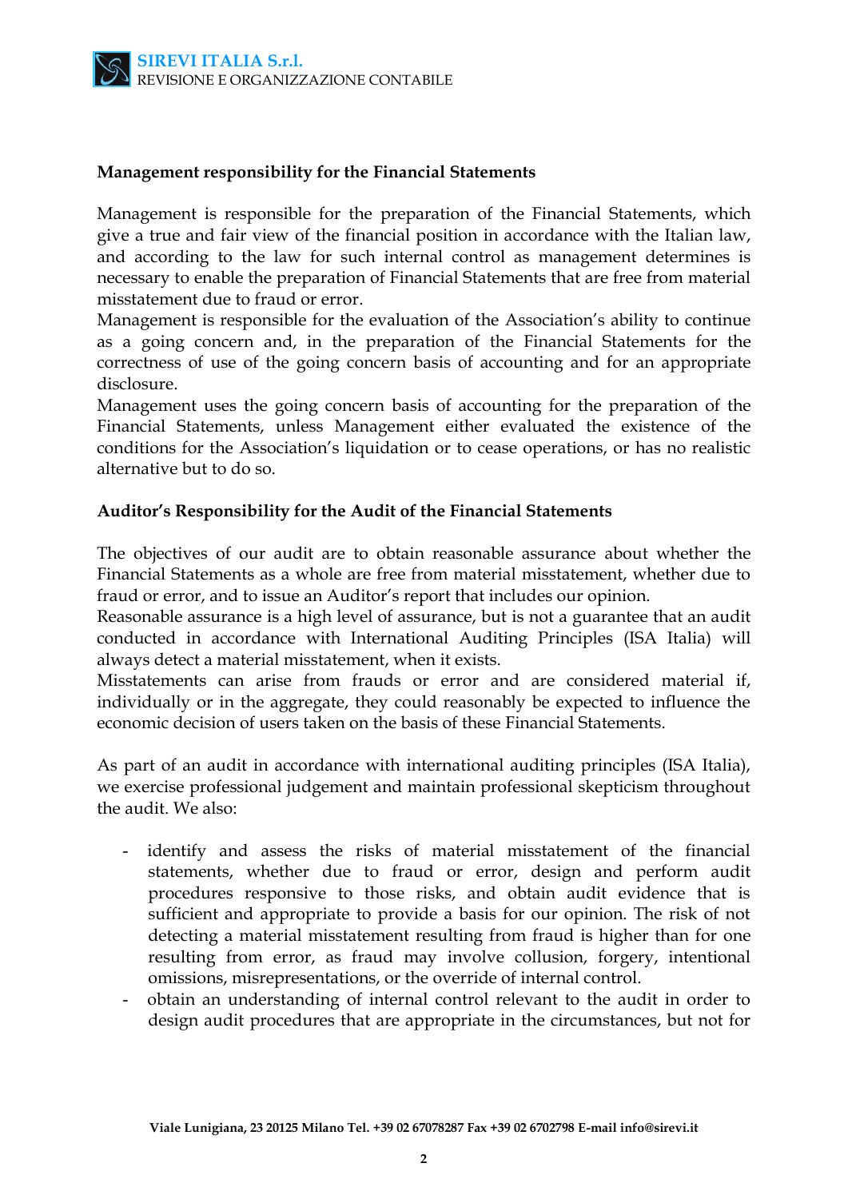**Management responsibility for the Financial Statements**

Management is responsible for the preparation of the Financial Statements, which give a true and fair view of the financial position in accordance with the Italian law, and according to the law for such internal control as management determines is necessary to enable the preparation of Financial Statements that are free from material misstatement due to fraud or error.
Management is responsible for the evaluation of the Association's ability to continue as a going concern and, in the preparation of the Financial Statements for the correctness of use of the going concern basis of accounting and for an appropriate disclosure.
Management uses the going concern basis of accounting for the preparation of the Financial Statements, unless Management either evaluated the existence of the conditions for the Association's liquidation or to cease operations, or has no realistic alternative but to do so.

**Auditor's Responsibility for the Audit of the Financial Statements**

The objectives of our audit are to obtain reasonable assurance about whether the Financial Statements as a whole are free from material misstatement, whether due to fraud or error, and to issue an Auditor's report that includes our opinion.
Reasonable assurance is a high level of assurance, but is not a guarantee that an audit conducted in accordance with International Auditing Principles (ISA Italia) will always detect a material misstatement, when it exists.
Misstatements can arise from frauds or error and are considered material if, individually or in the aggregate, they could reasonably be expected to influence the economic decision of users taken on the basis of these Financial Statements.

As part of an audit in accordance with international auditing principles (ISA Italia), we exercise professional judgement and maintain professional skepticism throughout the audit. We also:

- identify and assess the risks of material misstatement of the financial statements, whether due to fraud or error, design and perform audit procedures responsive to those risks, and obtain audit evidence that is sufficient and appropriate to provide a basis for our opinion. The risk of not detecting a material misstatement resulting from fraud is higher than for one resulting from error, as fraud may involve collusion, forgery, intentional omissions, misrepresentations, or the override of internal control.
- obtain an understanding of internal control relevant to the audit in order to design audit procedures that are appropriate in the circumstances, but not for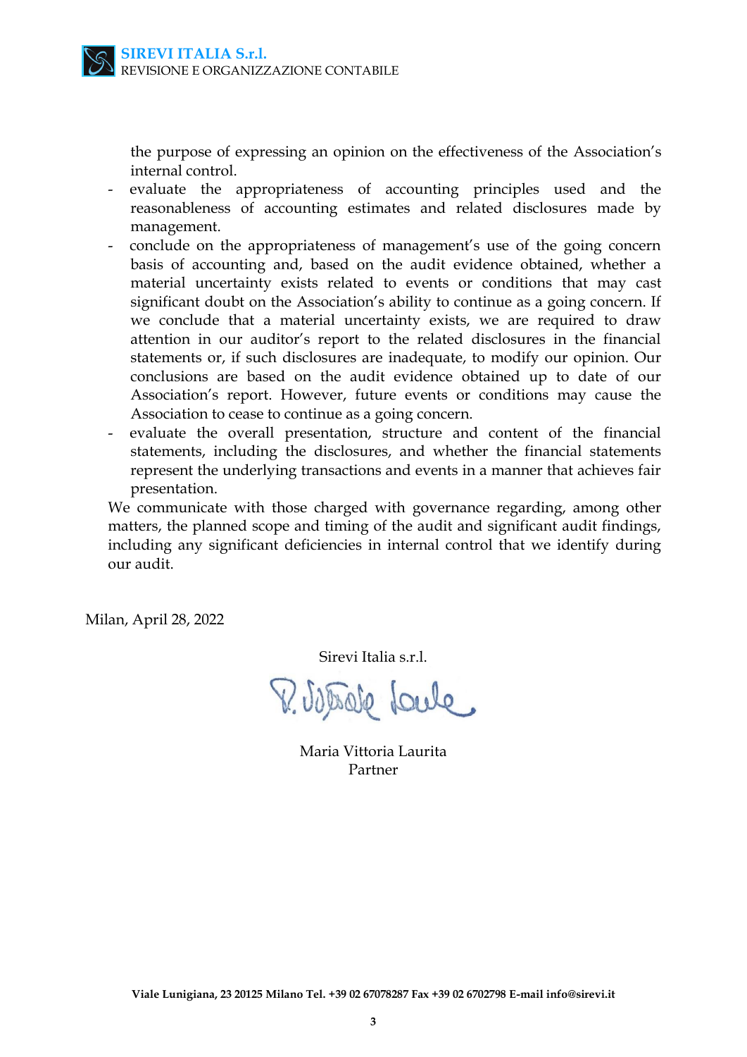the purpose of expressing an opinion on the effectiveness of the Association's internal control.

- evaluate the appropriateness of accounting principles used and the reasonableness of accounting estimates and related disclosures made by management.
- conclude on the appropriateness of management's use of the going concern basis of accounting and, based on the audit evidence obtained, whether a material uncertainty exists related to events or conditions that may cast significant doubt on the Association's ability to continue as a going concern. If we conclude that a material uncertainty exists, we are required to draw attention in our auditor's report to the related disclosures in the financial statements or, if such disclosures are inadequate, to modify our opinion. Our conclusions are based on the audit evidence obtained up to date of our Association's report. However, future events or conditions may cause the Association to cease to continue as a going concern.
- evaluate the overall presentation, structure and content of the financial statements, including the disclosures, and whether the financial statements represent the underlying transactions and events in a manner that achieves fair presentation.

We communicate with those charged with governance regarding, among other matters, the planned scope and timing of the audit and significant audit findings, including any significant deficiencies in internal control that we identify during our audit.

Milan, April 28, 2022

Sirevi Italia s.r.l.

Maria Vittoria Laurita
Partner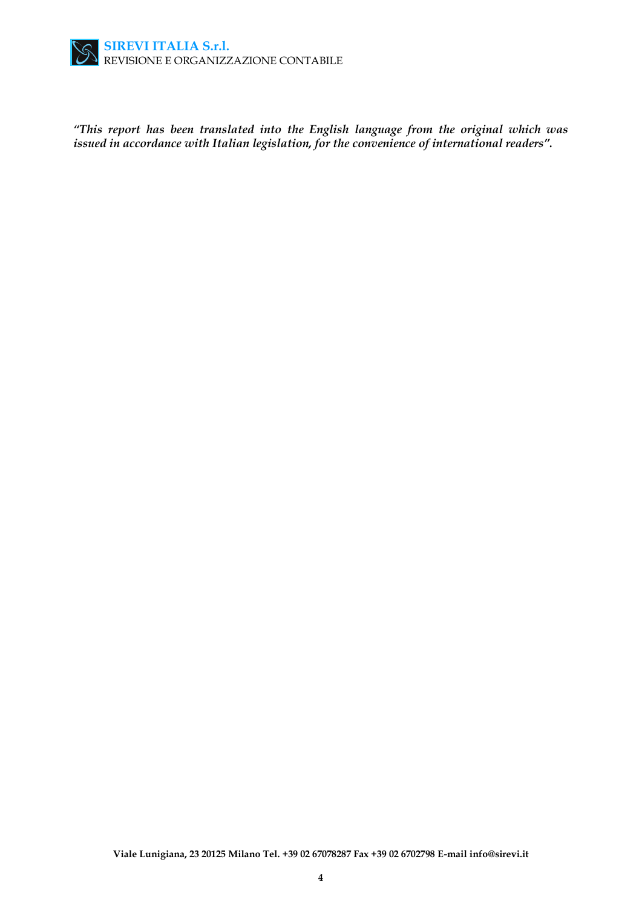*"This report has been translated into the English language from the original which was issued in accordance with Italian legislation, for the convenience of international readers".*